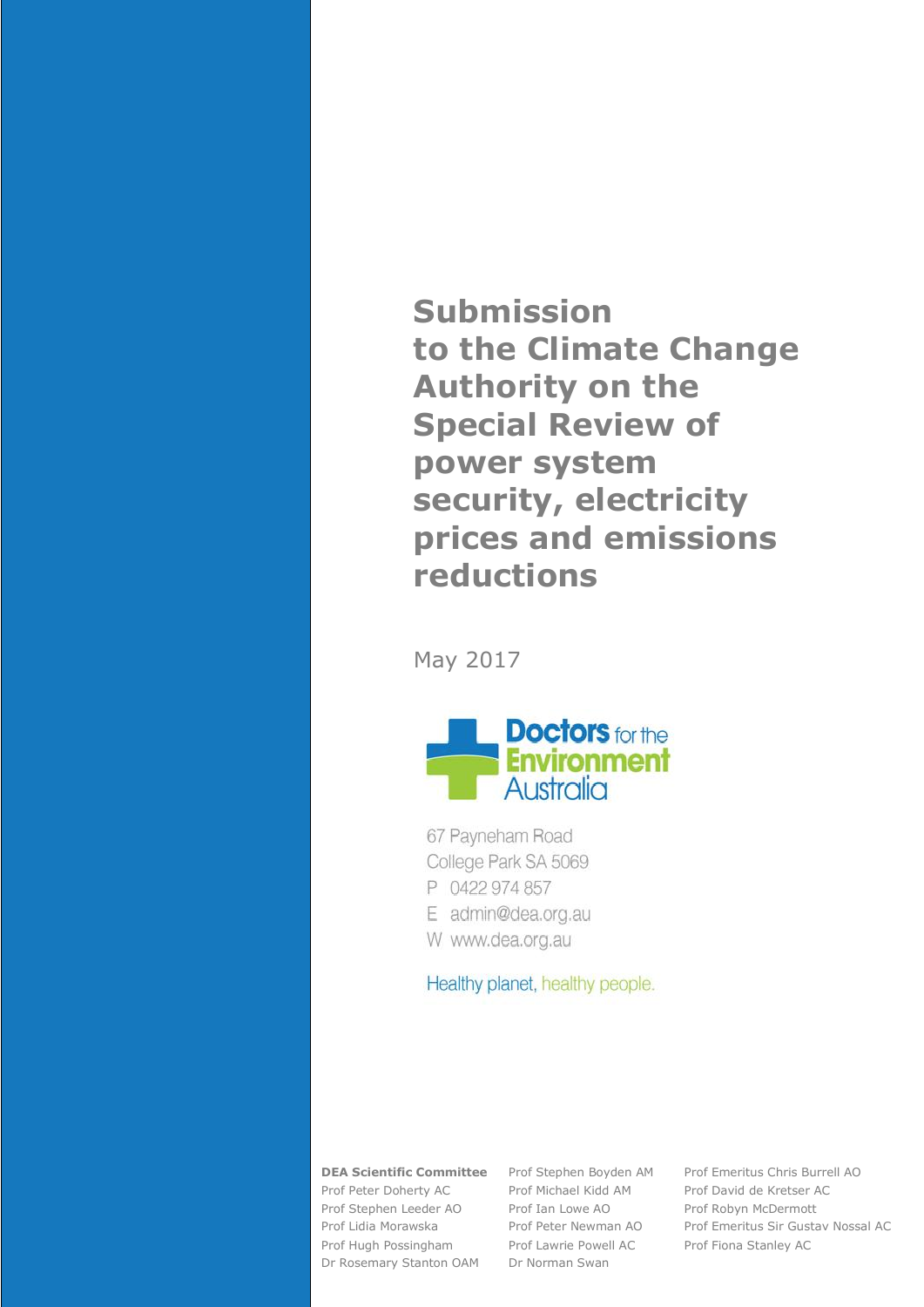# Submission to the Climate Change Authority on the Special Review of power system security, electricity prices and emissions reductions

May 2017

Doctors for the Environment Australia

67 Payneham Road
College Park SA 5069
P 0422 974 857
E admin@dea.org.au
W www.dea.org.au

Healthy planet, healthy people.

**DEA Scientific Committee**
Prof Peter Doherty AC
Prof Stephen Leeder AO
Prof Lidia Morawska
Prof Hugh Possingham
Dr Rosemary Stanton OAM
Prof Stephen Boyden AM
Prof Michael Kidd AM
Prof Ian Lowe AO
Prof Peter Newman AO
Prof Lawrie Powell AC
Dr Norman Swan
Prof Emeritus Chris Burrell AO
Prof David de Kretser AC
Prof Robyn McDermott
Prof Emeritus Sir Gustav Nossal AC
Prof Fiona Stanley AC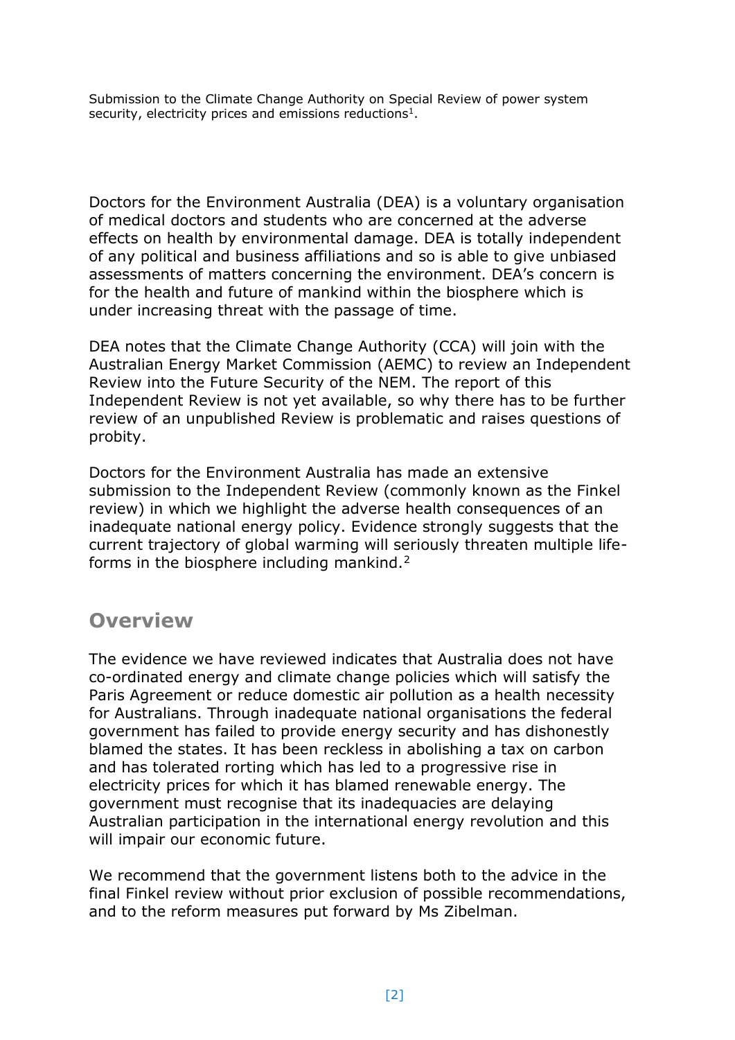Submission to the Climate Change Authority on Special Review of power system security, electricity prices and emissions reductions[1].

Doctors for the Environment Australia (DEA) is a voluntary organisation of medical doctors and students who are concerned at the adverse effects on health by environmental damage. DEA is totally independent of any political and business affiliations and so is able to give unbiased assessments of matters concerning the environment. DEA's concern is for the health and future of mankind within the biosphere which is under increasing threat with the passage of time.

DEA notes that the Climate Change Authority (CCA) will join with the Australian Energy Market Commission (AEMC) to review an Independent Review into the Future Security of the NEM. The report of this Independent Review is not yet available, so why there has to be further review of an unpublished Review is problematic and raises questions of probity.

Doctors for the Environment Australia has made an extensive submission to the Independent Review (commonly known as the Finkel review) in which we highlight the adverse health consequences of an inadequate national energy policy. Evidence strongly suggests that the current trajectory of global warming will seriously threaten multiple life-forms in the biosphere including mankind.[2]

## Overview

The evidence we have reviewed indicates that Australia does not have co-ordinated energy and climate change policies which will satisfy the Paris Agreement or reduce domestic air pollution as a health necessity for Australians. Through inadequate national organisations the federal government has failed to provide energy security and has dishonestly blamed the states. It has been reckless in abolishing a tax on carbon and has tolerated rorting which has led to a progressive rise in electricity prices for which it has blamed renewable energy. The government must recognise that its inadequacies are delaying Australian participation in the international energy revolution and this will impair our economic future.

We recommend that the government listens both to the advice in the final Finkel review without prior exclusion of possible recommendations, and to the reform measures put forward by Ms Zibelman.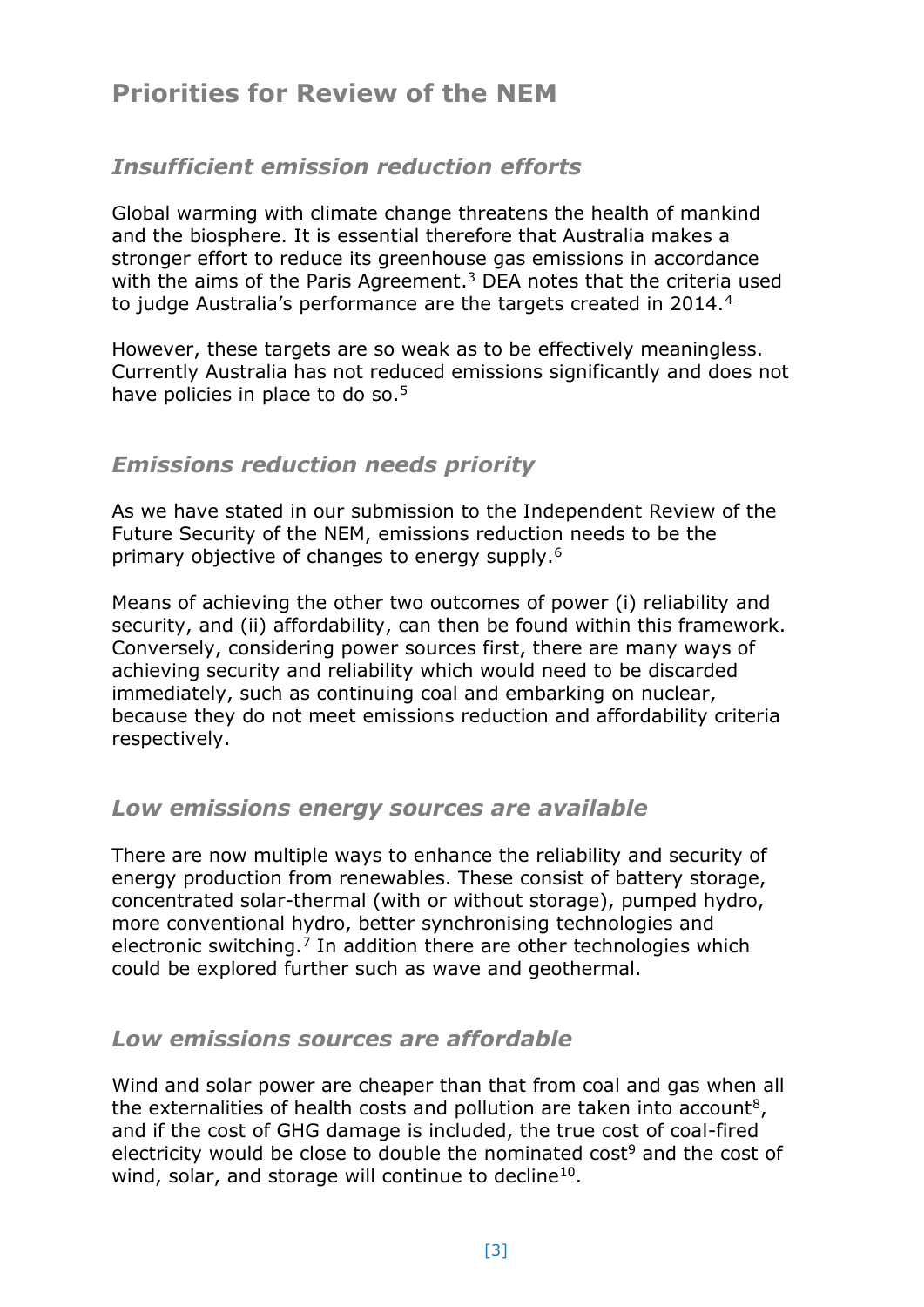## Priorities for Review of the NEM

### *Insufficient emission reduction efforts*

Global warming with climate change threatens the health of mankind and the biosphere. It is essential therefore that Australia makes a stronger effort to reduce its greenhouse gas emissions in accordance with the aims of the Paris Agreement.[3] DEA notes that the criteria used to judge Australia's performance are the targets created in 2014.[4]

However, these targets are so weak as to be effectively meaningless. Currently Australia has not reduced emissions significantly and does not have policies in place to do so.[5]

### *Emissions reduction needs priority*

As we have stated in our submission to the Independent Review of the Future Security of the NEM, emissions reduction needs to be the primary objective of changes to energy supply.[6]

Means of achieving the other two outcomes of power (i) reliability and security, and (ii) affordability, can then be found within this framework. Conversely, considering power sources first, there are many ways of achieving security and reliability which would need to be discarded immediately, such as continuing coal and embarking on nuclear, because they do not meet emissions reduction and affordability criteria respectively.

### *Low emissions energy sources are available*

There are now multiple ways to enhance the reliability and security of energy production from renewables. These consist of battery storage, concentrated solar-thermal (with or without storage), pumped hydro, more conventional hydro, better synchronising technologies and electronic switching.[7] In addition there are other technologies which could be explored further such as wave and geothermal.

### *Low emissions sources are affordable*

Wind and solar power are cheaper than that from coal and gas when all the externalities of health costs and pollution are taken into account[8], and if the cost of GHG damage is included, the true cost of coal-fired electricity would be close to double the nominated cost[9] and the cost of wind, solar, and storage will continue to decline[10].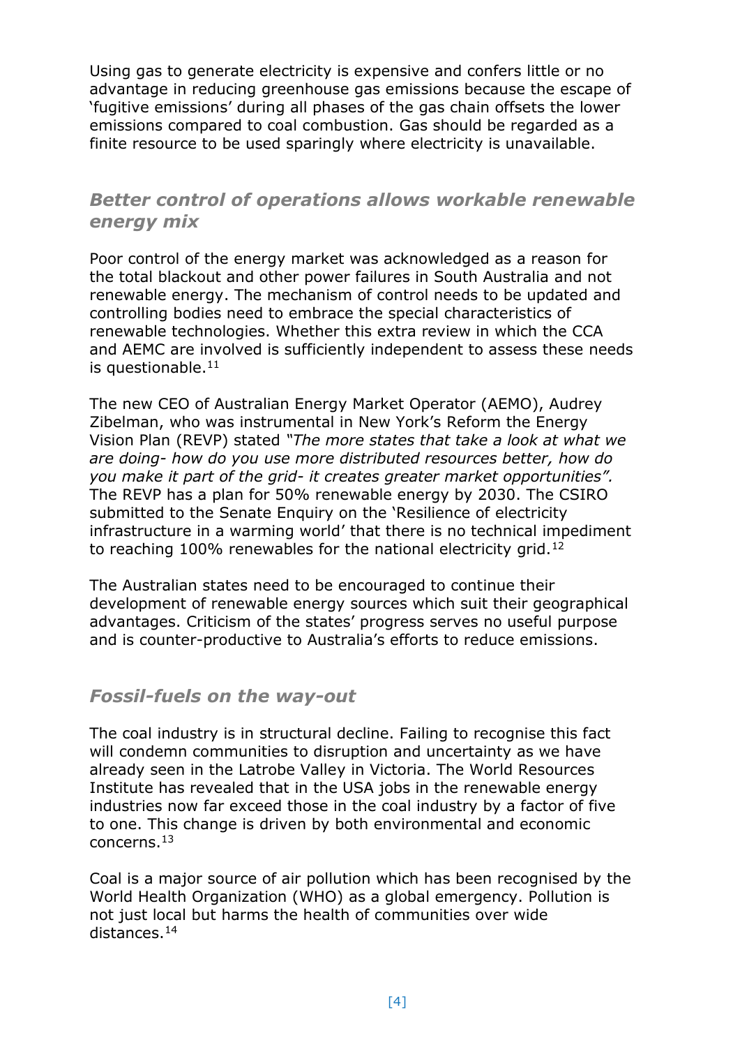Using gas to generate electricity is expensive and confers little or no advantage in reducing greenhouse gas emissions because the escape of 'fugitive emissions' during all phases of the gas chain offsets the lower emissions compared to coal combustion. Gas should be regarded as a finite resource to be used sparingly where electricity is unavailable.

## *Better control of operations allows workable renewable energy mix*

Poor control of the energy market was acknowledged as a reason for the total blackout and other power failures in South Australia and not renewable energy. The mechanism of control needs to be updated and controlling bodies need to embrace the special characteristics of renewable technologies. Whether this extra review in which the CCA and AEMC are involved is sufficiently independent to assess these needs is questionable.[11]

The new CEO of Australian Energy Market Operator (AEMO), Audrey Zibelman, who was instrumental in New York's Reform the Energy Vision Plan (REVP) stated *"The more states that take a look at what we are doing- how do you use more distributed resources better, how do you make it part of the grid- it creates greater market opportunities".* The REVP has a plan for 50% renewable energy by 2030. The CSIRO submitted to the Senate Enquiry on the 'Resilience of electricity infrastructure in a warming world' that there is no technical impediment to reaching 100% renewables for the national electricity grid.[12]

The Australian states need to be encouraged to continue their development of renewable energy sources which suit their geographical advantages. Criticism of the states' progress serves no useful purpose and is counter-productive to Australia's efforts to reduce emissions.

## *Fossil-fuels on the way-out*

The coal industry is in structural decline. Failing to recognise this fact will condemn communities to disruption and uncertainty as we have already seen in the Latrobe Valley in Victoria. The World Resources Institute has revealed that in the USA jobs in the renewable energy industries now far exceed those in the coal industry by a factor of five to one. This change is driven by both environmental and economic concerns.[13]

Coal is a major source of air pollution which has been recognised by the World Health Organization (WHO) as a global emergency. Pollution is not just local but harms the health of communities over wide distances.[14]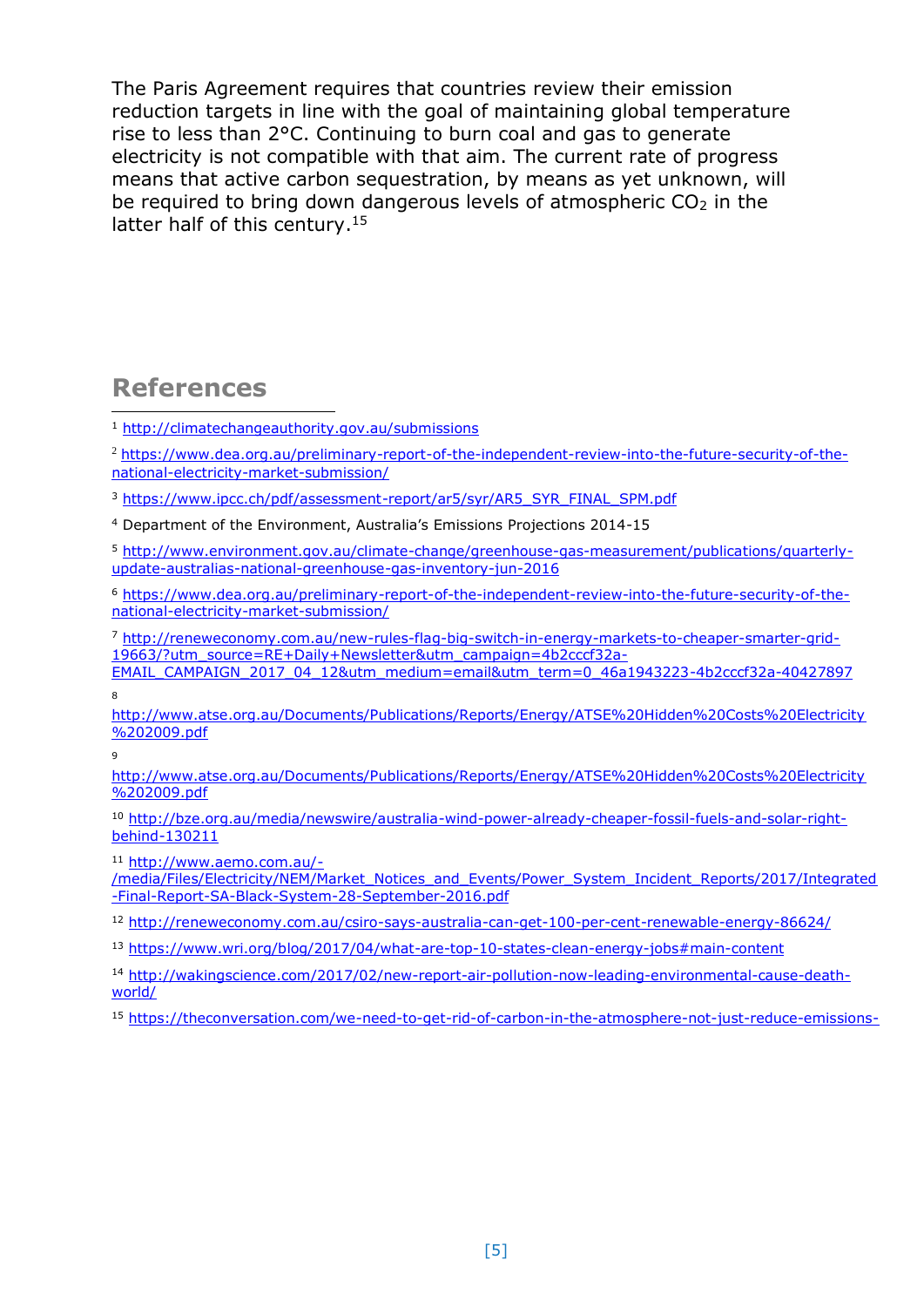The Paris Agreement requires that countries review their emission reduction targets in line with the goal of maintaining global temperature rise to less than 2°C. Continuing to burn coal and gas to generate electricity is not compatible with that aim. The current rate of progress means that active carbon sequestration, by means as yet unknown, will be required to bring down dangerous levels of atmospheric $CO_2$ in the latter half of this century.[15]

## References

[1] http://climatechangeauthority.gov.au/submissions

[2] https://www.dea.org.au/preliminary-report-of-the-independent-review-into-the-future-security-of-the-national-electricity-market-submission/

[3] https://www.ipcc.ch/pdf/assessment-report/ar5/syr/AR5_SYR_FINAL_SPM.pdf

[4] Department of the Environment, Australia's Emissions Projections 2014-15

[5] http://www.environment.gov.au/climate-change/greenhouse-gas-measurement/publications/quarterly-update-australias-national-greenhouse-gas-inventory-jun-2016

[6] https://www.dea.org.au/preliminary-report-of-the-independent-review-into-the-future-security-of-the-national-electricity-market-submission/

[7] http://reneweconomy.com.au/new-rules-flag-big-switch-in-energy-markets-to-cheaper-smarter-grid-19663/?utm_source=RE+Daily+Newsletter&utm_campaign=4b2cccf32a-EMAIL_CAMPAIGN_2017_04_12&utm_medium=email&utm_term=0_46a1943223-4b2cccf32a-40427897

[8] http://www.atse.org.au/Documents/Publications/Reports/Energy/ATSE%20Hidden%20Costs%20Electricity%202009.pdf

[9] http://www.atse.org.au/Documents/Publications/Reports/Energy/ATSE%20Hidden%20Costs%20Electricity%202009.pdf

[10] http://bze.org.au/media/newswire/australia-wind-power-already-cheaper-fossil-fuels-and-solar-right-behind-130211

[11] http://www.aemo.com.au/-/media/Files/Electricity/NEM/Market_Notices_and_Events/Power_System_Incident_Reports/2017/Integrated-Final-Report-SA-Black-System-28-September-2016.pdf

[12] http://reneweconomy.com.au/csiro-says-australia-can-get-100-per-cent-renewable-energy-86624/

[13] https://www.wri.org/blog/2017/04/what-are-top-10-states-clean-energy-jobs#main-content

[14] http://wakingscience.com/2017/02/new-report-air-pollution-now-leading-environmental-cause-death-world/

[15] https://theconversation.com/we-need-to-get-rid-of-carbon-in-the-atmosphere-not-just-reduce-emissions-